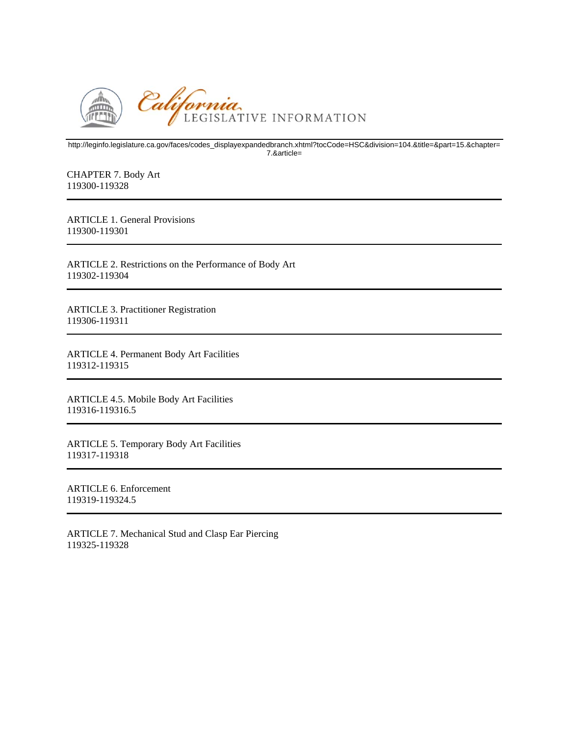California LEGISLATIVE INFORMATION

http://leginfo.legislature.ca.gov/faces/codes_displayexpandedbranch.xhtml?tocCode=HSC&division=104.&title=&part=15.&chapter=7.&article=

CHAPTER 7. Body Art
119300-119328

---

ARTICLE 1. General Provisions
119300-119301

---

ARTICLE 2. Restrictions on the Performance of Body Art
119302-119304

---

ARTICLE 3. Practitioner Registration
119306-119311

---

ARTICLE 4. Permanent Body Art Facilities
119312-119315

---

ARTICLE 4.5. Mobile Body Art Facilities
119316-119316.5

---

ARTICLE 5. Temporary Body Art Facilities
119317-119318

---

ARTICLE 6. Enforcement
119319-119324.5

---

ARTICLE 7. Mechanical Stud and Clasp Ear Piercing
119325-119328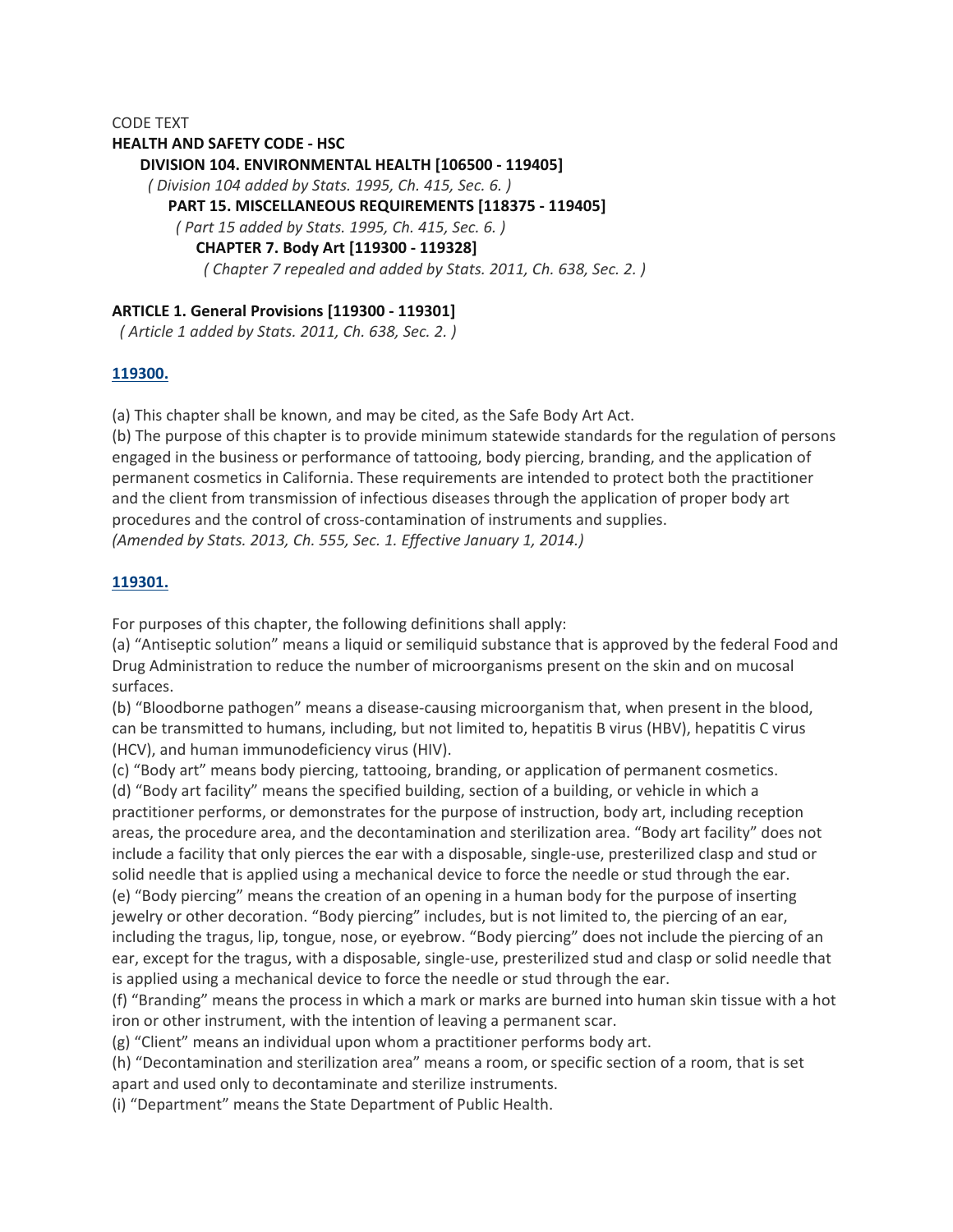CODE TEXT

**HEALTH AND SAFETY CODE - HSC**

**DIVISION 104. ENVIRONMENTAL HEALTH [106500 - 119405]**

*( Division 104 added by Stats. 1995, Ch. 415, Sec. 6. )*

**PART 15. MISCELLANEOUS REQUIREMENTS [118375 - 119405]**

*( Part 15 added by Stats. 1995, Ch. 415, Sec. 6. )*

**CHAPTER 7. Body Art [119300 - 119328]**

*( Chapter 7 repealed and added by Stats. 2011, Ch. 638, Sec. 2. )*

**ARTICLE 1. General Provisions [119300 - 119301]**

*( Article 1 added by Stats. 2011, Ch. 638, Sec. 2. )*

**119300.**

(a) This chapter shall be known, and may be cited, as the Safe Body Art Act.
(b) The purpose of this chapter is to provide minimum statewide standards for the regulation of persons engaged in the business or performance of tattooing, body piercing, branding, and the application of permanent cosmetics in California. These requirements are intended to protect both the practitioner and the client from transmission of infectious diseases through the application of proper body art procedures and the control of cross-contamination of instruments and supplies.
*(Amended by Stats. 2013, Ch. 555, Sec. 1. Effective January 1, 2014.)*

**119301.**

For purposes of this chapter, the following definitions shall apply:
(a) "Antiseptic solution" means a liquid or semiliquid substance that is approved by the federal Food and Drug Administration to reduce the number of microorganisms present on the skin and on mucosal surfaces.
(b) "Bloodborne pathogen" means a disease-causing microorganism that, when present in the blood, can be transmitted to humans, including, but not limited to, hepatitis B virus (HBV), hepatitis C virus (HCV), and human immunodeficiency virus (HIV).
(c) "Body art" means body piercing, tattooing, branding, or application of permanent cosmetics.
(d) "Body art facility" means the specified building, section of a building, or vehicle in which a practitioner performs, or demonstrates for the purpose of instruction, body art, including reception areas, the procedure area, and the decontamination and sterilization area. "Body art facility" does not include a facility that only pierces the ear with a disposable, single-use, presterilized clasp and stud or solid needle that is applied using a mechanical device to force the needle or stud through the ear.
(e) "Body piercing" means the creation of an opening in a human body for the purpose of inserting jewelry or other decoration. "Body piercing" includes, but is not limited to, the piercing of an ear, including the tragus, lip, tongue, nose, or eyebrow. "Body piercing" does not include the piercing of an ear, except for the tragus, with a disposable, single-use, presterilized stud and clasp or solid needle that is applied using a mechanical device to force the needle or stud through the ear.
(f) "Branding" means the process in which a mark or marks are burned into human skin tissue with a hot iron or other instrument, with the intention of leaving a permanent scar.
(g) "Client" means an individual upon whom a practitioner performs body art.
(h) "Decontamination and sterilization area" means a room, or specific section of a room, that is set apart and used only to decontaminate and sterilize instruments.
(i) "Department" means the State Department of Public Health.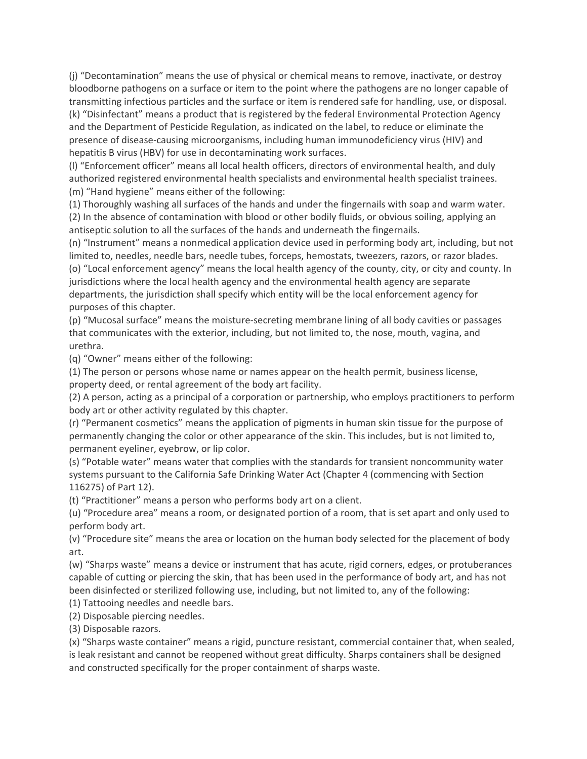(j) “Decontamination” means the use of physical or chemical means to remove, inactivate, or destroy bloodborne pathogens on a surface or item to the point where the pathogens are no longer capable of transmitting infectious particles and the surface or item is rendered safe for handling, use, or disposal.

(k) “Disinfectant” means a product that is registered by the federal Environmental Protection Agency and the Department of Pesticide Regulation, as indicated on the label, to reduce or eliminate the presence of disease-causing microorganisms, including human immunodeficiency virus (HIV) and hepatitis B virus (HBV) for use in decontaminating work surfaces.

(l) “Enforcement officer” means all local health officers, directors of environmental health, and duly authorized registered environmental health specialists and environmental health specialist trainees.

(m) “Hand hygiene” means either of the following:

(1) Thoroughly washing all surfaces of the hands and under the fingernails with soap and warm water.

(2) In the absence of contamination with blood or other bodily fluids, or obvious soiling, applying an antiseptic solution to all the surfaces of the hands and underneath the fingernails.

(n) “Instrument” means a nonmedical application device used in performing body art, including, but not limited to, needles, needle bars, needle tubes, forceps, hemostats, tweezers, razors, or razor blades.

(o) “Local enforcement agency” means the local health agency of the county, city, or city and county. In jurisdictions where the local health agency and the environmental health agency are separate departments, the jurisdiction shall specify which entity will be the local enforcement agency for purposes of this chapter.

(p) “Mucosal surface” means the moisture-secreting membrane lining of all body cavities or passages that communicates with the exterior, including, but not limited to, the nose, mouth, vagina, and urethra.

(q) “Owner” means either of the following:

(1) The person or persons whose name or names appear on the health permit, business license, property deed, or rental agreement of the body art facility.

(2) A person, acting as a principal of a corporation or partnership, who employs practitioners to perform body art or other activity regulated by this chapter.

(r) “Permanent cosmetics” means the application of pigments in human skin tissue for the purpose of permanently changing the color or other appearance of the skin. This includes, but is not limited to, permanent eyeliner, eyebrow, or lip color.

(s) “Potable water” means water that complies with the standards for transient noncommunity water systems pursuant to the California Safe Drinking Water Act (Chapter 4 (commencing with Section 116275) of Part 12).

(t) “Practitioner” means a person who performs body art on a client.

(u) “Procedure area” means a room, or designated portion of a room, that is set apart and only used to perform body art.

(v) “Procedure site” means the area or location on the human body selected for the placement of body art.

(w) “Sharps waste” means a device or instrument that has acute, rigid corners, edges, or protuberances capable of cutting or piercing the skin, that has been used in the performance of body art, and has not been disinfected or sterilized following use, including, but not limited to, any of the following:

(1) Tattooing needles and needle bars.

(2) Disposable piercing needles.

(3) Disposable razors.

(x) “Sharps waste container” means a rigid, puncture resistant, commercial container that, when sealed, is leak resistant and cannot be reopened without great difficulty. Sharps containers shall be designed and constructed specifically for the proper containment of sharps waste.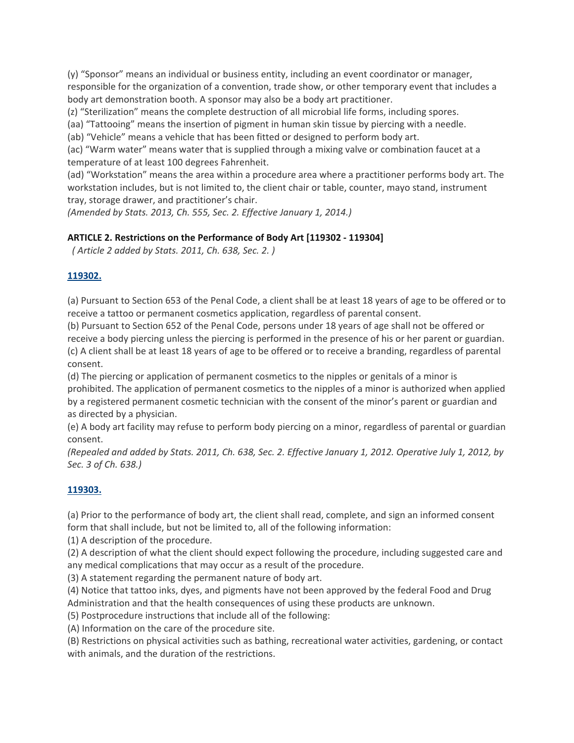(y) “Sponsor” means an individual or business entity, including an event coordinator or manager, responsible for the organization of a convention, trade show, or other temporary event that includes a body art demonstration booth. A sponsor may also be a body art practitioner.

(z) “Sterilization” means the complete destruction of all microbial life forms, including spores.

(aa) “Tattooing” means the insertion of pigment in human skin tissue by piercing with a needle.

(ab) “Vehicle” means a vehicle that has been fitted or designed to perform body art.

(ac) “Warm water” means water that is supplied through a mixing valve or combination faucet at a temperature of at least 100 degrees Fahrenheit.

(ad) “Workstation” means the area within a procedure area where a practitioner performs body art. The workstation includes, but is not limited to, the client chair or table, counter, mayo stand, instrument tray, storage drawer, and practitioner’s chair.

*(Amended by Stats. 2013, Ch. 555, Sec. 2. Effective January 1, 2014.)*

**ARTICLE 2. Restrictions on the Performance of Body Art [119302 - 119304]**

*( Article 2 added by Stats. 2011, Ch. 638, Sec. 2. )*

**119302.**

(a) Pursuant to Section 653 of the Penal Code, a client shall be at least 18 years of age to be offered or to receive a tattoo or permanent cosmetics application, regardless of parental consent.

(b) Pursuant to Section 652 of the Penal Code, persons under 18 years of age shall not be offered or receive a body piercing unless the piercing is performed in the presence of his or her parent or guardian.

(c) A client shall be at least 18 years of age to be offered or to receive a branding, regardless of parental consent.

(d) The piercing or application of permanent cosmetics to the nipples or genitals of a minor is prohibited. The application of permanent cosmetics to the nipples of a minor is authorized when applied by a registered permanent cosmetic technician with the consent of the minor’s parent or guardian and as directed by a physician.

(e) A body art facility may refuse to perform body piercing on a minor, regardless of parental or guardian consent.

*(Repealed and added by Stats. 2011, Ch. 638, Sec. 2. Effective January 1, 2012. Operative July 1, 2012, by Sec. 3 of Ch. 638.)*

**119303.**

(a) Prior to the performance of body art, the client shall read, complete, and sign an informed consent form that shall include, but not be limited to, all of the following information:

(1) A description of the procedure.

(2) A description of what the client should expect following the procedure, including suggested care and any medical complications that may occur as a result of the procedure.

(3) A statement regarding the permanent nature of body art.

(4) Notice that tattoo inks, dyes, and pigments have not been approved by the federal Food and Drug Administration and that the health consequences of using these products are unknown.

(5) Postprocedure instructions that include all of the following:

(A) Information on the care of the procedure site.

(B) Restrictions on physical activities such as bathing, recreational water activities, gardening, or contact with animals, and the duration of the restrictions.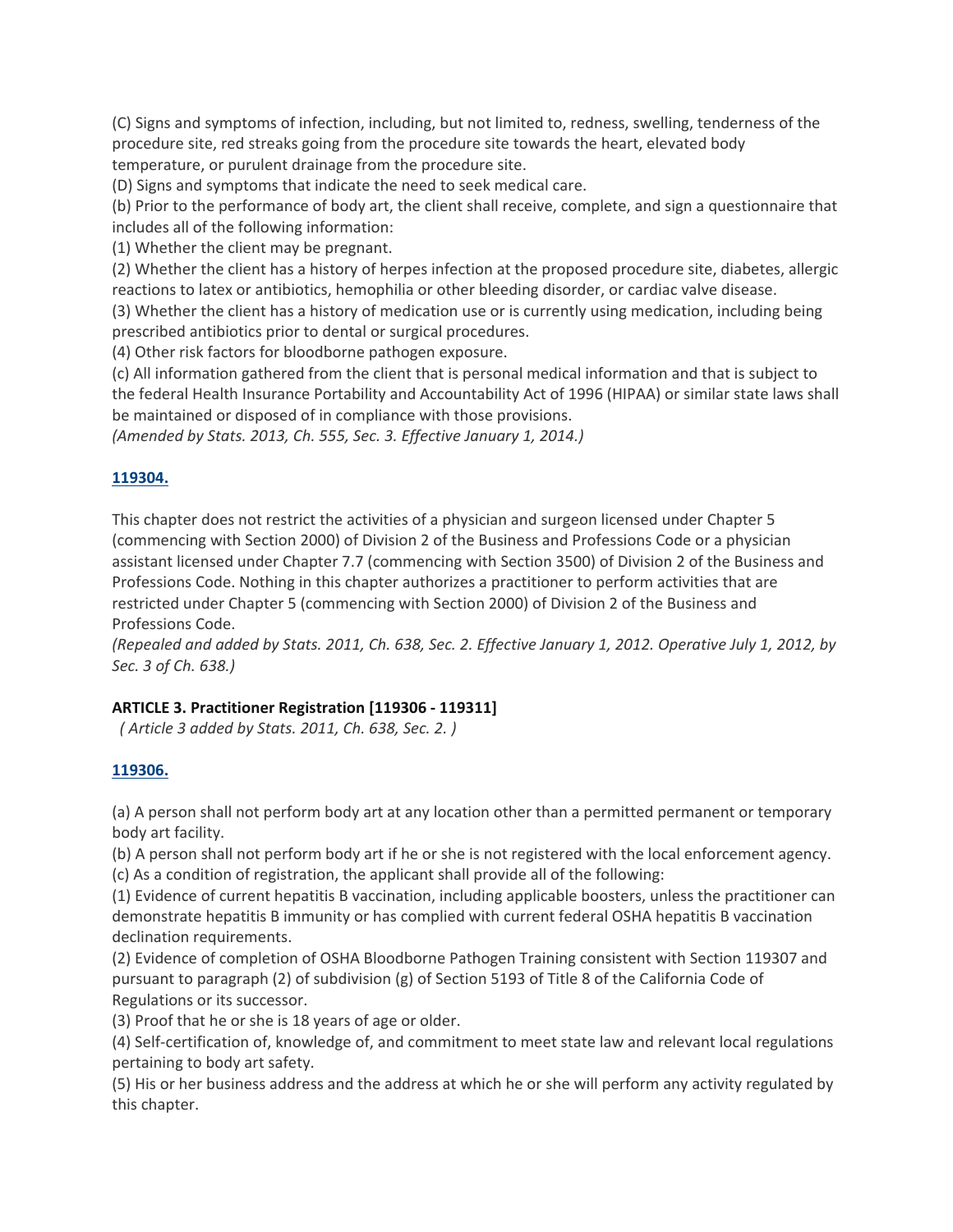(C) Signs and symptoms of infection, including, but not limited to, redness, swelling, tenderness of the procedure site, red streaks going from the procedure site towards the heart, elevated body temperature, or purulent drainage from the procedure site.
(D) Signs and symptoms that indicate the need to seek medical care.
(b) Prior to the performance of body art, the client shall receive, complete, and sign a questionnaire that includes all of the following information:
(1) Whether the client may be pregnant.
(2) Whether the client has a history of herpes infection at the proposed procedure site, diabetes, allergic reactions to latex or antibiotics, hemophilia or other bleeding disorder, or cardiac valve disease.
(3) Whether the client has a history of medication use or is currently using medication, including being prescribed antibiotics prior to dental or surgical procedures.
(4) Other risk factors for bloodborne pathogen exposure.
(c) All information gathered from the client that is personal medical information and that is subject to the federal Health Insurance Portability and Accountability Act of 1996 (HIPAA) or similar state laws shall be maintained or disposed of in compliance with those provisions.
*(Amended by Stats. 2013, Ch. 555, Sec. 3. Effective January 1, 2014.)*

**119304.**

This chapter does not restrict the activities of a physician and surgeon licensed under Chapter 5 (commencing with Section 2000) of Division 2 of the Business and Professions Code or a physician assistant licensed under Chapter 7.7 (commencing with Section 3500) of Division 2 of the Business and Professions Code. Nothing in this chapter authorizes a practitioner to perform activities that are restricted under Chapter 5 (commencing with Section 2000) of Division 2 of the Business and Professions Code.
*(Repealed and added by Stats. 2011, Ch. 638, Sec. 2. Effective January 1, 2012. Operative July 1, 2012, by Sec. 3 of Ch. 638.)*

**ARTICLE 3. Practitioner Registration [119306 - 119311]**

*( Article 3 added by Stats. 2011, Ch. 638, Sec. 2. )*

**119306.**

(a) A person shall not perform body art at any location other than a permitted permanent or temporary body art facility.
(b) A person shall not perform body art if he or she is not registered with the local enforcement agency.
(c) As a condition of registration, the applicant shall provide all of the following:
(1) Evidence of current hepatitis B vaccination, including applicable boosters, unless the practitioner can demonstrate hepatitis B immunity or has complied with current federal OSHA hepatitis B vaccination declination requirements.
(2) Evidence of completion of OSHA Bloodborne Pathogen Training consistent with Section 119307 and pursuant to paragraph (2) of subdivision (g) of Section 5193 of Title 8 of the California Code of Regulations or its successor.
(3) Proof that he or she is 18 years of age or older.
(4) Self-certification of, knowledge of, and commitment to meet state law and relevant local regulations pertaining to body art safety.
(5) His or her business address and the address at which he or she will perform any activity regulated by this chapter.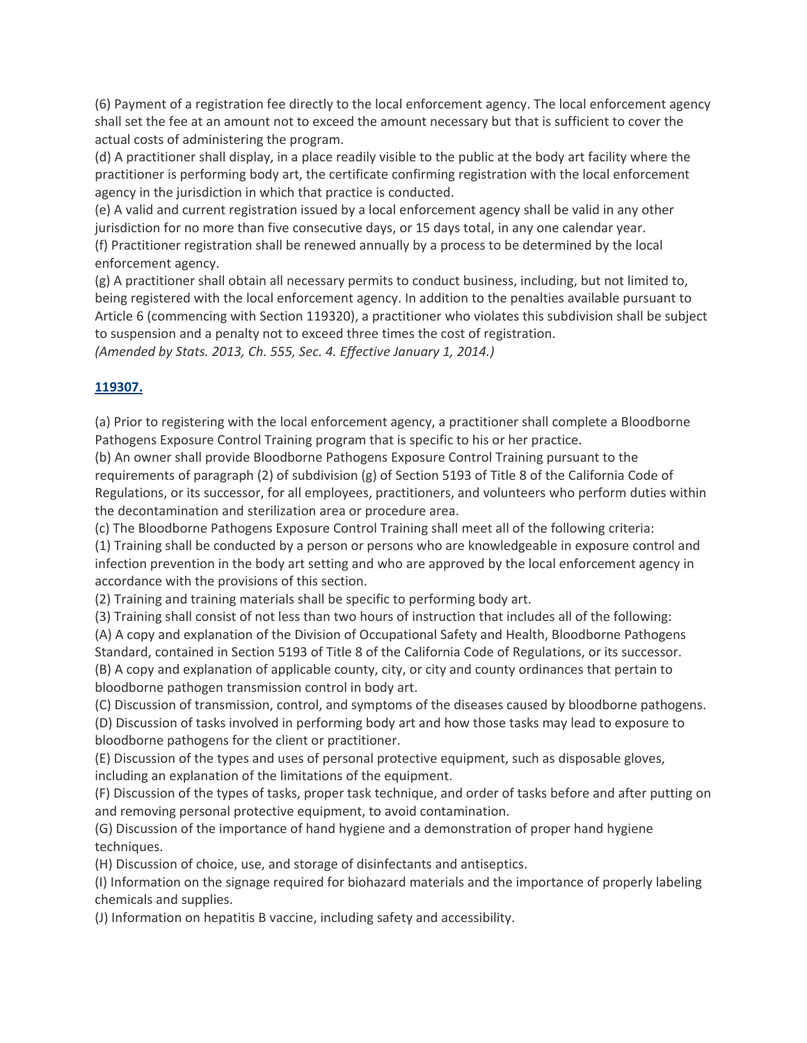(6) Payment of a registration fee directly to the local enforcement agency. The local enforcement agency shall set the fee at an amount not to exceed the amount necessary but that is sufficient to cover the actual costs of administering the program.

(d) A practitioner shall display, in a place readily visible to the public at the body art facility where the practitioner is performing body art, the certificate confirming registration with the local enforcement agency in the jurisdiction in which that practice is conducted.

(e) A valid and current registration issued by a local enforcement agency shall be valid in any other jurisdiction for no more than five consecutive days, or 15 days total, in any one calendar year.

(f) Practitioner registration shall be renewed annually by a process to be determined by the local enforcement agency.

(g) A practitioner shall obtain all necessary permits to conduct business, including, but not limited to, being registered with the local enforcement agency. In addition to the penalties available pursuant to Article 6 (commencing with Section 119320), a practitioner who violates this subdivision shall be subject to suspension and a penalty not to exceed three times the cost of registration.

*(Amended by Stats. 2013, Ch. 555, Sec. 4. Effective January 1, 2014.)*

**119307.**

(a) Prior to registering with the local enforcement agency, a practitioner shall complete a Bloodborne Pathogens Exposure Control Training program that is specific to his or her practice.

(b) An owner shall provide Bloodborne Pathogens Exposure Control Training pursuant to the requirements of paragraph (2) of subdivision (g) of Section 5193 of Title 8 of the California Code of Regulations, or its successor, for all employees, practitioners, and volunteers who perform duties within the decontamination and sterilization area or procedure area.

(c) The Bloodborne Pathogens Exposure Control Training shall meet all of the following criteria:

(1) Training shall be conducted by a person or persons who are knowledgeable in exposure control and infection prevention in the body art setting and who are approved by the local enforcement agency in accordance with the provisions of this section.

(2) Training and training materials shall be specific to performing body art.

(3) Training shall consist of not less than two hours of instruction that includes all of the following:

(A) A copy and explanation of the Division of Occupational Safety and Health, Bloodborne Pathogens Standard, contained in Section 5193 of Title 8 of the California Code of Regulations, or its successor.

(B) A copy and explanation of applicable county, city, or city and county ordinances that pertain to bloodborne pathogen transmission control in body art.

(C) Discussion of transmission, control, and symptoms of the diseases caused by bloodborne pathogens.

(D) Discussion of tasks involved in performing body art and how those tasks may lead to exposure to bloodborne pathogens for the client or practitioner.

(E) Discussion of the types and uses of personal protective equipment, such as disposable gloves, including an explanation of the limitations of the equipment.

(F) Discussion of the types of tasks, proper task technique, and order of tasks before and after putting on and removing personal protective equipment, to avoid contamination.

(G) Discussion of the importance of hand hygiene and a demonstration of proper hand hygiene techniques.

(H) Discussion of choice, use, and storage of disinfectants and antiseptics.

(I) Information on the signage required for biohazard materials and the importance of properly labeling chemicals and supplies.

(J) Information on hepatitis B vaccine, including safety and accessibility.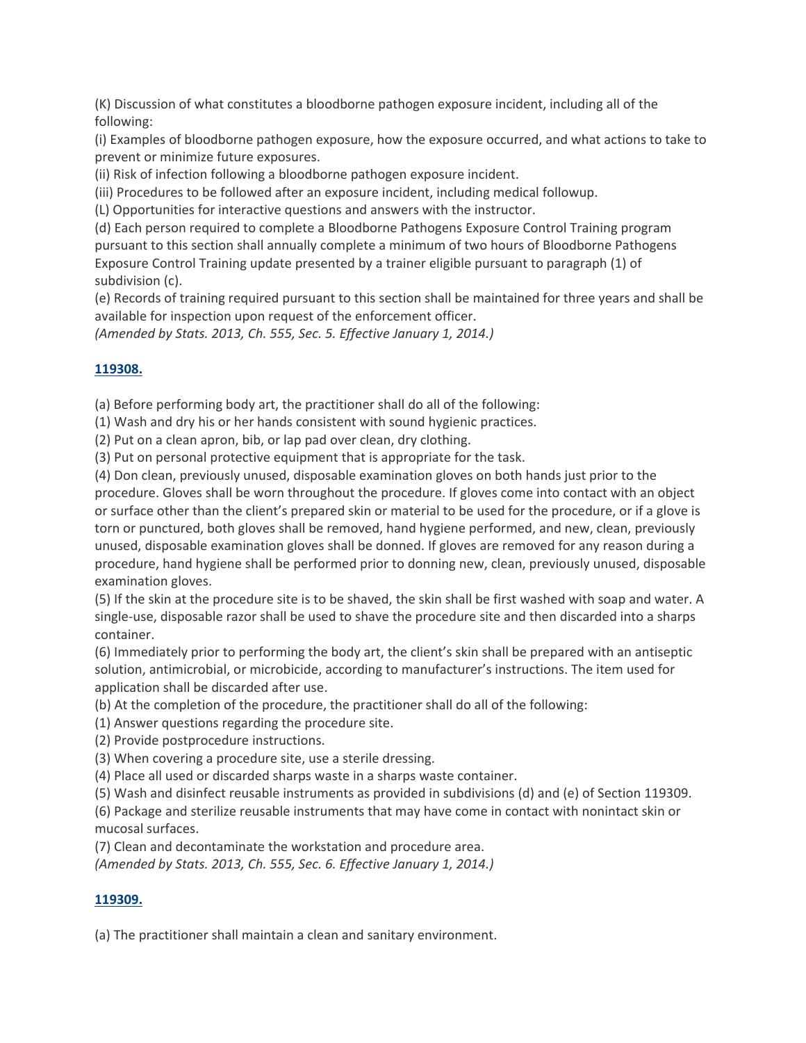(K) Discussion of what constitutes a bloodborne pathogen exposure incident, including all of the following:

(i) Examples of bloodborne pathogen exposure, how the exposure occurred, and what actions to take to prevent or minimize future exposures.

(ii) Risk of infection following a bloodborne pathogen exposure incident.

(iii) Procedures to be followed after an exposure incident, including medical followup.

(L) Opportunities for interactive questions and answers with the instructor.

(d) Each person required to complete a Bloodborne Pathogens Exposure Control Training program pursuant to this section shall annually complete a minimum of two hours of Bloodborne Pathogens Exposure Control Training update presented by a trainer eligible pursuant to paragraph (1) of subdivision (c).

(e) Records of training required pursuant to this section shall be maintained for three years and shall be available for inspection upon request of the enforcement officer.

*(Amended by Stats. 2013, Ch. 555, Sec. 5. Effective January 1, 2014.)*

### 119308.

(a) Before performing body art, the practitioner shall do all of the following:

(1) Wash and dry his or her hands consistent with sound hygienic practices.

(2) Put on a clean apron, bib, or lap pad over clean, dry clothing.

(3) Put on personal protective equipment that is appropriate for the task.

(4) Don clean, previously unused, disposable examination gloves on both hands just prior to the procedure. Gloves shall be worn throughout the procedure. If gloves come into contact with an object or surface other than the client's prepared skin or material to be used for the procedure, or if a glove is torn or punctured, both gloves shall be removed, hand hygiene performed, and new, clean, previously unused, disposable examination gloves shall be donned. If gloves are removed for any reason during a procedure, hand hygiene shall be performed prior to donning new, clean, previously unused, disposable examination gloves.

(5) If the skin at the procedure site is to be shaved, the skin shall be first washed with soap and water. A single-use, disposable razor shall be used to shave the procedure site and then discarded into a sharps container.

(6) Immediately prior to performing the body art, the client's skin shall be prepared with an antiseptic solution, antimicrobial, or microbicide, according to manufacturer's instructions. The item used for application shall be discarded after use.

(b) At the completion of the procedure, the practitioner shall do all of the following:

(1) Answer questions regarding the procedure site.

(2) Provide postprocedure instructions.

(3) When covering a procedure site, use a sterile dressing.

(4) Place all used or discarded sharps waste in a sharps waste container.

(5) Wash and disinfect reusable instruments as provided in subdivisions (d) and (e) of Section 119309.

(6) Package and sterilize reusable instruments that may have come in contact with nonintact skin or mucosal surfaces.

(7) Clean and decontaminate the workstation and procedure area.

*(Amended by Stats. 2013, Ch. 555, Sec. 6. Effective January 1, 2014.)*

### 119309.

(a) The practitioner shall maintain a clean and sanitary environment.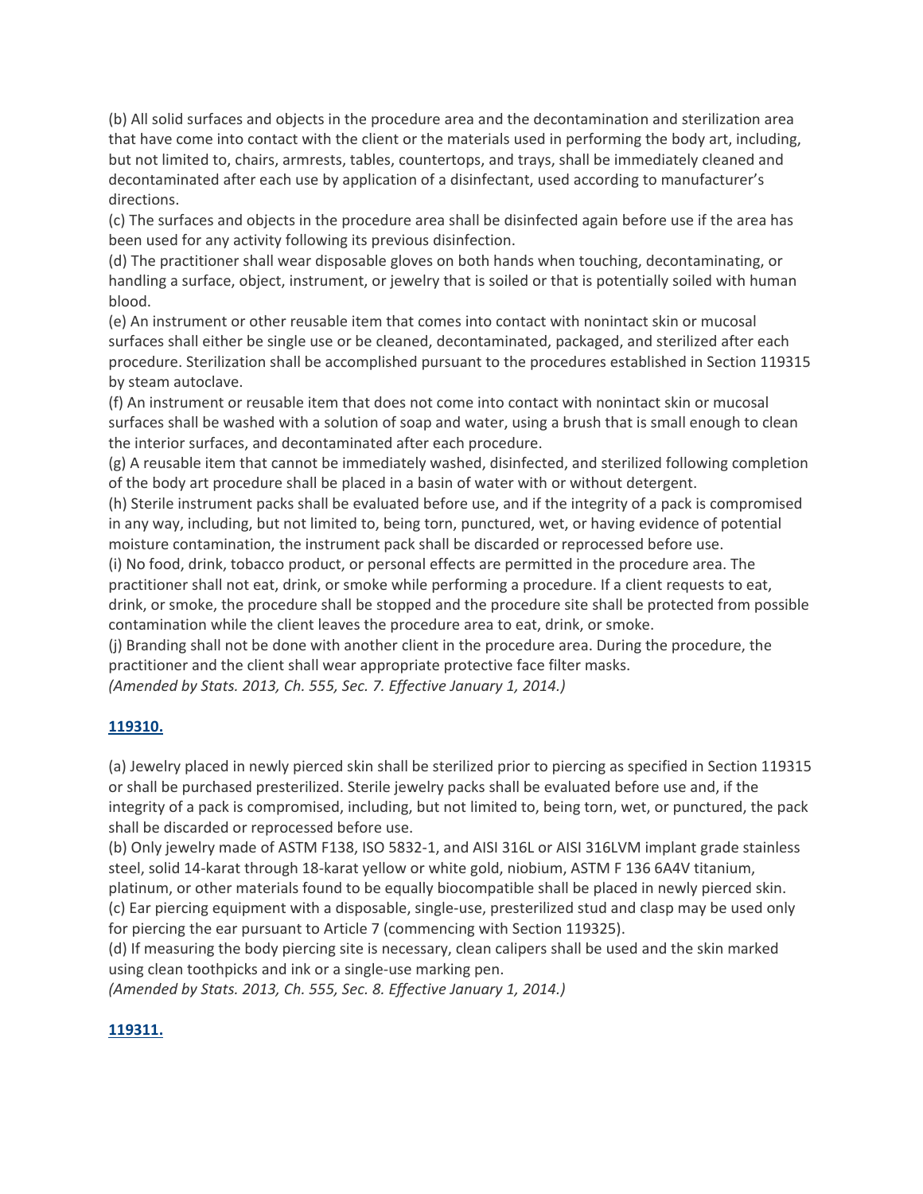(b) All solid surfaces and objects in the procedure area and the decontamination and sterilization area that have come into contact with the client or the materials used in performing the body art, including, but not limited to, chairs, armrests, tables, countertops, and trays, shall be immediately cleaned and decontaminated after each use by application of a disinfectant, used according to manufacturer's directions.

(c) The surfaces and objects in the procedure area shall be disinfected again before use if the area has been used for any activity following its previous disinfection.

(d) The practitioner shall wear disposable gloves on both hands when touching, decontaminating, or handling a surface, object, instrument, or jewelry that is soiled or that is potentially soiled with human blood.

(e) An instrument or other reusable item that comes into contact with nonintact skin or mucosal surfaces shall either be single use or be cleaned, decontaminated, packaged, and sterilized after each procedure. Sterilization shall be accomplished pursuant to the procedures established in Section 119315 by steam autoclave.

(f) An instrument or reusable item that does not come into contact with nonintact skin or mucosal surfaces shall be washed with a solution of soap and water, using a brush that is small enough to clean the interior surfaces, and decontaminated after each procedure.

(g) A reusable item that cannot be immediately washed, disinfected, and sterilized following completion of the body art procedure shall be placed in a basin of water with or without detergent.

(h) Sterile instrument packs shall be evaluated before use, and if the integrity of a pack is compromised in any way, including, but not limited to, being torn, punctured, wet, or having evidence of potential moisture contamination, the instrument pack shall be discarded or reprocessed before use.

(i) No food, drink, tobacco product, or personal effects are permitted in the procedure area. The practitioner shall not eat, drink, or smoke while performing a procedure. If a client requests to eat, drink, or smoke, the procedure shall be stopped and the procedure site shall be protected from possible contamination while the client leaves the procedure area to eat, drink, or smoke.

(j) Branding shall not be done with another client in the procedure area. During the procedure, the practitioner and the client shall wear appropriate protective face filter masks.

*(Amended by Stats. 2013, Ch. 555, Sec. 7. Effective January 1, 2014.)*

**119310.**

(a) Jewelry placed in newly pierced skin shall be sterilized prior to piercing as specified in Section 119315 or shall be purchased presterilized. Sterile jewelry packs shall be evaluated before use and, if the integrity of a pack is compromised, including, but not limited to, being torn, wet, or punctured, the pack shall be discarded or reprocessed before use.

(b) Only jewelry made of ASTM F138, ISO 5832-1, and AISI 316L or AISI 316LVM implant grade stainless steel, solid 14-karat through 18-karat yellow or white gold, niobium, ASTM F 136 6A4V titanium, platinum, or other materials found to be equally biocompatible shall be placed in newly pierced skin.

(c) Ear piercing equipment with a disposable, single-use, presterilized stud and clasp may be used only for piercing the ear pursuant to Article 7 (commencing with Section 119325).

(d) If measuring the body piercing site is necessary, clean calipers shall be used and the skin marked using clean toothpicks and ink or a single-use marking pen.

*(Amended by Stats. 2013, Ch. 555, Sec. 8. Effective January 1, 2014.)*

**119311.**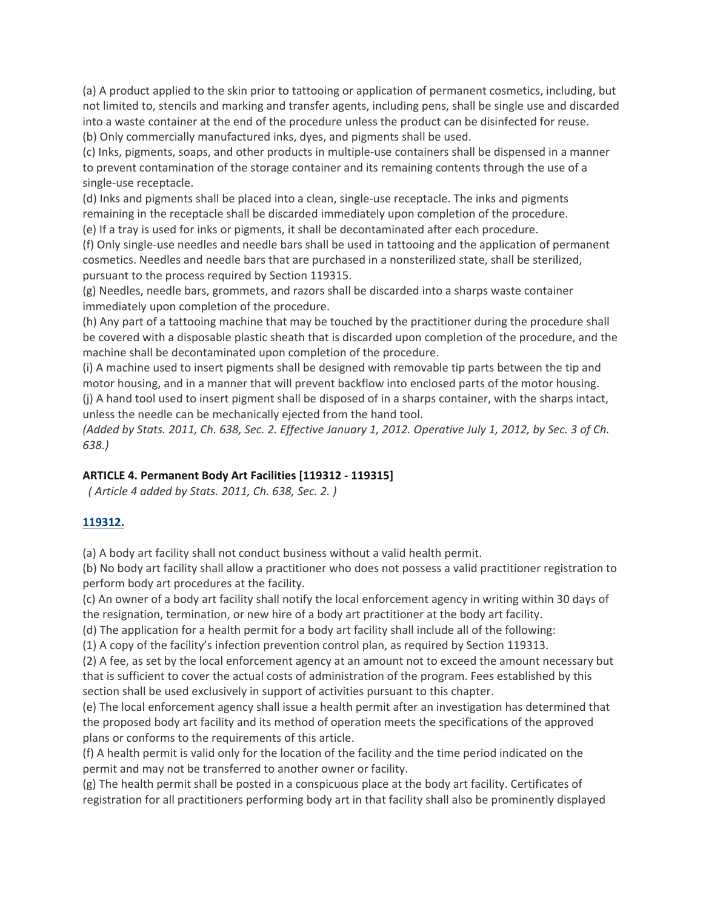(a) A product applied to the skin prior to tattooing or application of permanent cosmetics, including, but not limited to, stencils and marking and transfer agents, including pens, shall be single use and discarded into a waste container at the end of the procedure unless the product can be disinfected for reuse.
(b) Only commercially manufactured inks, dyes, and pigments shall be used.
(c) Inks, pigments, soaps, and other products in multiple-use containers shall be dispensed in a manner to prevent contamination of the storage container and its remaining contents through the use of a single-use receptacle.
(d) Inks and pigments shall be placed into a clean, single-use receptacle. The inks and pigments remaining in the receptacle shall be discarded immediately upon completion of the procedure.
(e) If a tray is used for inks or pigments, it shall be decontaminated after each procedure.
(f) Only single-use needles and needle bars shall be used in tattooing and the application of permanent cosmetics. Needles and needle bars that are purchased in a nonsterilized state, shall be sterilized, pursuant to the process required by Section 119315.
(g) Needles, needle bars, grommets, and razors shall be discarded into a sharps waste container immediately upon completion of the procedure.
(h) Any part of a tattooing machine that may be touched by the practitioner during the procedure shall be covered with a disposable plastic sheath that is discarded upon completion of the procedure, and the machine shall be decontaminated upon completion of the procedure.
(i) A machine used to insert pigments shall be designed with removable tip parts between the tip and motor housing, and in a manner that will prevent backflow into enclosed parts of the motor housing.
(j) A hand tool used to insert pigment shall be disposed of in a sharps container, with the sharps intact, unless the needle can be mechanically ejected from the hand tool.
*(Added by Stats. 2011, Ch. 638, Sec. 2. Effective January 1, 2012. Operative July 1, 2012, by Sec. 3 of Ch. 638.)*

**ARTICLE 4. Permanent Body Art Facilities [119312 - 119315]**

*( Article 4 added by Stats. 2011, Ch. 638, Sec. 2. )*

**119312.**

(a) A body art facility shall not conduct business without a valid health permit.
(b) No body art facility shall allow a practitioner who does not possess a valid practitioner registration to perform body art procedures at the facility.
(c) An owner of a body art facility shall notify the local enforcement agency in writing within 30 days of the resignation, termination, or new hire of a body art practitioner at the body art facility.
(d) The application for a health permit for a body art facility shall include all of the following:
(1) A copy of the facility's infection prevention control plan, as required by Section 119313.
(2) A fee, as set by the local enforcement agency at an amount not to exceed the amount necessary but that is sufficient to cover the actual costs of administration of the program. Fees established by this section shall be used exclusively in support of activities pursuant to this chapter.
(e) The local enforcement agency shall issue a health permit after an investigation has determined that the proposed body art facility and its method of operation meets the specifications of the approved plans or conforms to the requirements of this article.
(f) A health permit is valid only for the location of the facility and the time period indicated on the permit and may not be transferred to another owner or facility.
(g) The health permit shall be posted in a conspicuous place at the body art facility. Certificates of registration for all practitioners performing body art in that facility shall also be prominently displayed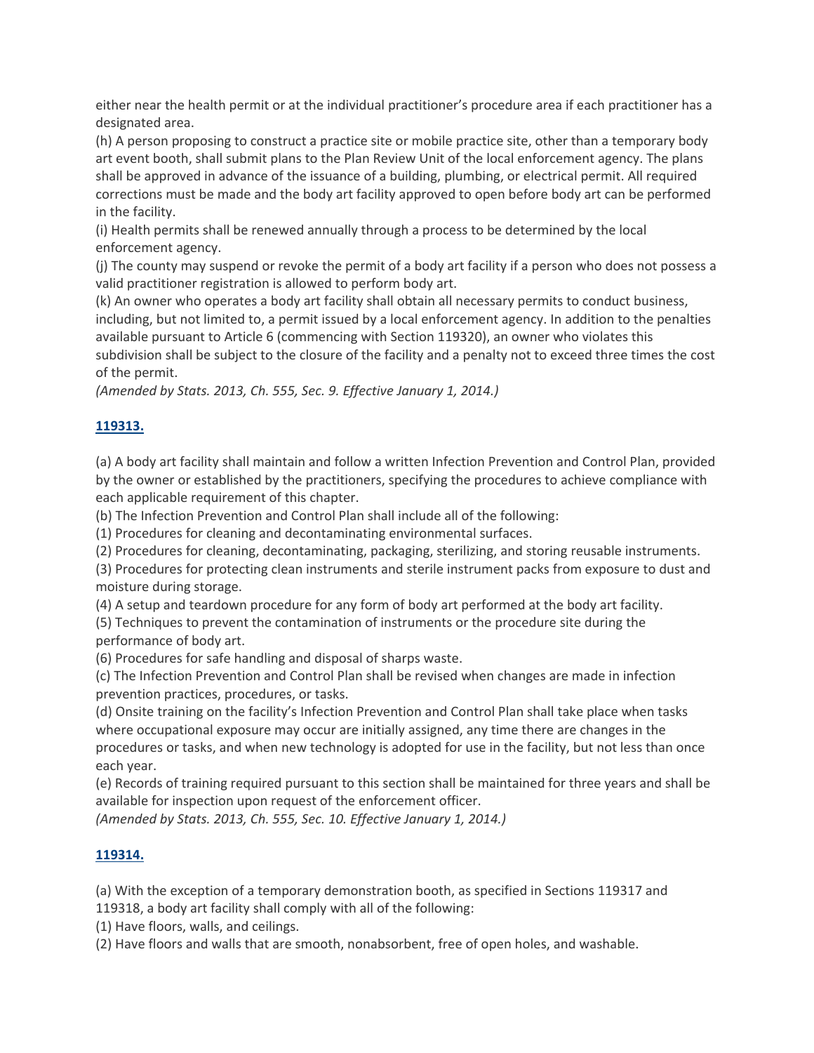either near the health permit or at the individual practitioner's procedure area if each practitioner has a designated area.

(h) A person proposing to construct a practice site or mobile practice site, other than a temporary body art event booth, shall submit plans to the Plan Review Unit of the local enforcement agency. The plans shall be approved in advance of the issuance of a building, plumbing, or electrical permit. All required corrections must be made and the body art facility approved to open before body art can be performed in the facility.

(i) Health permits shall be renewed annually through a process to be determined by the local enforcement agency.

(j) The county may suspend or revoke the permit of a body art facility if a person who does not possess a valid practitioner registration is allowed to perform body art.

(k) An owner who operates a body art facility shall obtain all necessary permits to conduct business, including, but not limited to, a permit issued by a local enforcement agency. In addition to the penalties available pursuant to Article 6 (commencing with Section 119320), an owner who violates this subdivision shall be subject to the closure of the facility and a penalty not to exceed three times the cost of the permit.

*(Amended by Stats. 2013, Ch. 555, Sec. 9. Effective January 1, 2014.)*

### 119313.

(a) A body art facility shall maintain and follow a written Infection Prevention and Control Plan, provided by the owner or established by the practitioners, specifying the procedures to achieve compliance with each applicable requirement of this chapter.

(b) The Infection Prevention and Control Plan shall include all of the following:

(1) Procedures for cleaning and decontaminating environmental surfaces.

(2) Procedures for cleaning, decontaminating, packaging, sterilizing, and storing reusable instruments.

(3) Procedures for protecting clean instruments and sterile instrument packs from exposure to dust and moisture during storage.

(4) A setup and teardown procedure for any form of body art performed at the body art facility.

(5) Techniques to prevent the contamination of instruments or the procedure site during the performance of body art.

(6) Procedures for safe handling and disposal of sharps waste.

(c) The Infection Prevention and Control Plan shall be revised when changes are made in infection prevention practices, procedures, or tasks.

(d) Onsite training on the facility's Infection Prevention and Control Plan shall take place when tasks where occupational exposure may occur are initially assigned, any time there are changes in the procedures or tasks, and when new technology is adopted for use in the facility, but not less than once each year.

(e) Records of training required pursuant to this section shall be maintained for three years and shall be available for inspection upon request of the enforcement officer.

*(Amended by Stats. 2013, Ch. 555, Sec. 10. Effective January 1, 2014.)*

### 119314.

(a) With the exception of a temporary demonstration booth, as specified in Sections 119317 and 119318, a body art facility shall comply with all of the following:

(1) Have floors, walls, and ceilings.

(2) Have floors and walls that are smooth, nonabsorbent, free of open holes, and washable.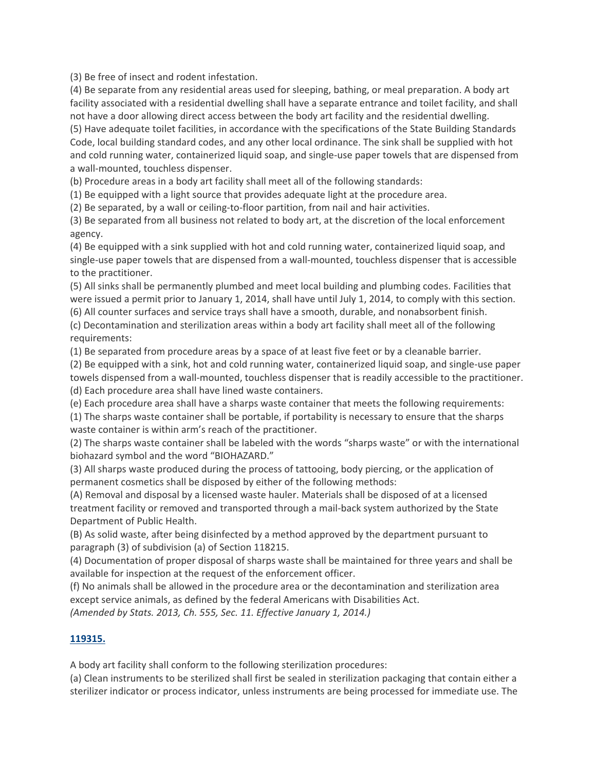(3) Be free of insect and rodent infestation.

(4) Be separate from any residential areas used for sleeping, bathing, or meal preparation. A body art facility associated with a residential dwelling shall have a separate entrance and toilet facility, and shall not have a door allowing direct access between the body art facility and the residential dwelling.

(5) Have adequate toilet facilities, in accordance with the specifications of the State Building Standards Code, local building standard codes, and any other local ordinance. The sink shall be supplied with hot and cold running water, containerized liquid soap, and single-use paper towels that are dispensed from a wall-mounted, touchless dispenser.

(b) Procedure areas in a body art facility shall meet all of the following standards:

(1) Be equipped with a light source that provides adequate light at the procedure area.

(2) Be separated, by a wall or ceiling-to-floor partition, from nail and hair activities.

(3) Be separated from all business not related to body art, at the discretion of the local enforcement agency.

(4) Be equipped with a sink supplied with hot and cold running water, containerized liquid soap, and single-use paper towels that are dispensed from a wall-mounted, touchless dispenser that is accessible to the practitioner.

(5) All sinks shall be permanently plumbed and meet local building and plumbing codes. Facilities that were issued a permit prior to January 1, 2014, shall have until July 1, 2014, to comply with this section.

(6) All counter surfaces and service trays shall have a smooth, durable, and nonabsorbent finish.

(c) Decontamination and sterilization areas within a body art facility shall meet all of the following requirements:

(1) Be separated from procedure areas by a space of at least five feet or by a cleanable barrier.

(2) Be equipped with a sink, hot and cold running water, containerized liquid soap, and single-use paper towels dispensed from a wall-mounted, touchless dispenser that is readily accessible to the practitioner.

(d) Each procedure area shall have lined waste containers.

(e) Each procedure area shall have a sharps waste container that meets the following requirements:

(1) The sharps waste container shall be portable, if portability is necessary to ensure that the sharps waste container is within arm's reach of the practitioner.

(2) The sharps waste container shall be labeled with the words "sharps waste" or with the international biohazard symbol and the word "BIOHAZARD."

(3) All sharps waste produced during the process of tattooing, body piercing, or the application of permanent cosmetics shall be disposed by either of the following methods:

(A) Removal and disposal by a licensed waste hauler. Materials shall be disposed of at a licensed treatment facility or removed and transported through a mail-back system authorized by the State Department of Public Health.

(B) As solid waste, after being disinfected by a method approved by the department pursuant to paragraph (3) of subdivision (a) of Section 118215.

(4) Documentation of proper disposal of sharps waste shall be maintained for three years and shall be available for inspection at the request of the enforcement officer.

(f) No animals shall be allowed in the procedure area or the decontamination and sterilization area except service animals, as defined by the federal Americans with Disabilities Act.

*(Amended by Stats. 2013, Ch. 555, Sec. 11. Effective January 1, 2014.)*

**119315.**

A body art facility shall conform to the following sterilization procedures:

(a) Clean instruments to be sterilized shall first be sealed in sterilization packaging that contain either a sterilizer indicator or process indicator, unless instruments are being processed for immediate use. The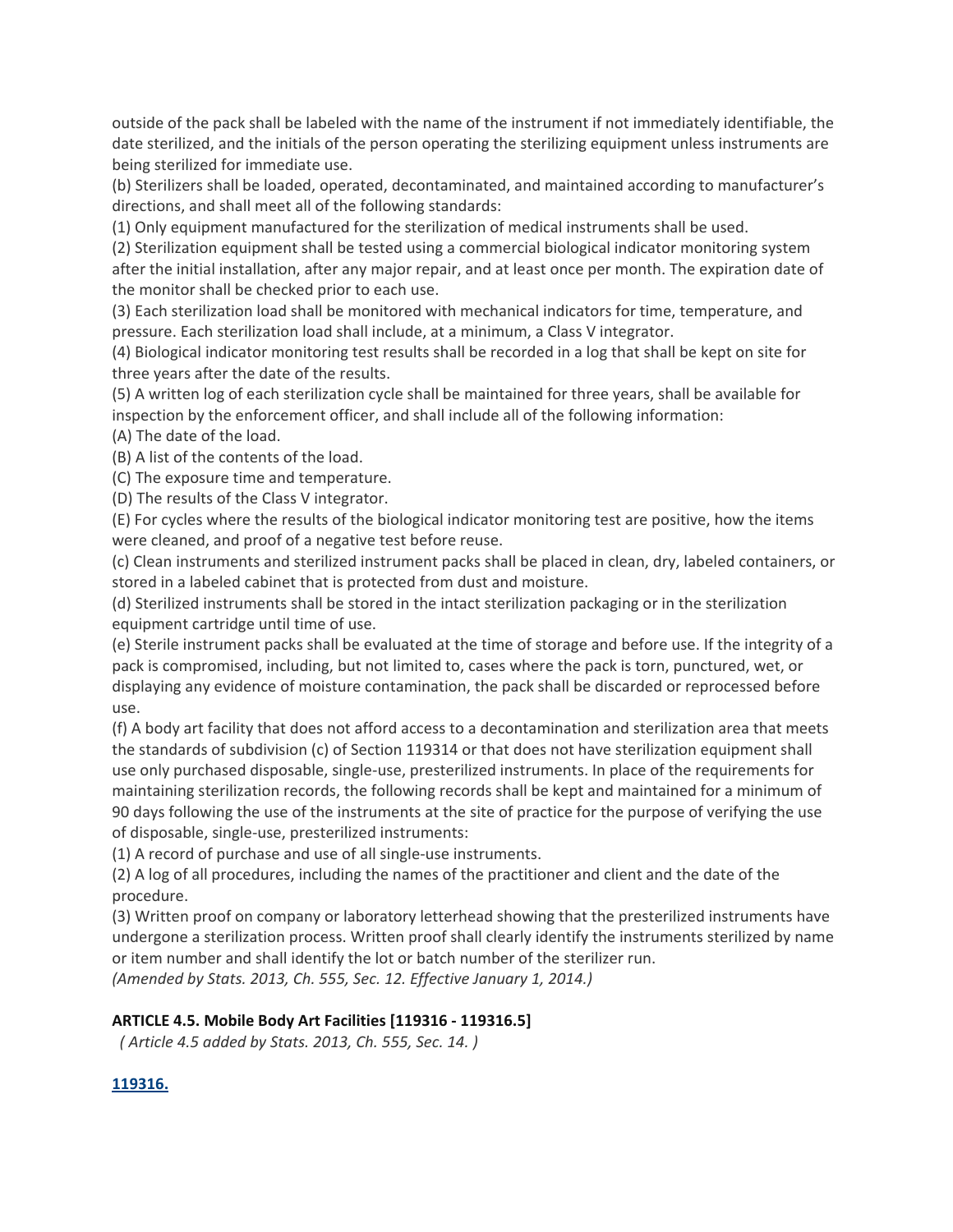outside of the pack shall be labeled with the name of the instrument if not immediately identifiable, the date sterilized, and the initials of the person operating the sterilizing equipment unless instruments are being sterilized for immediate use.

(b) Sterilizers shall be loaded, operated, decontaminated, and maintained according to manufacturer's directions, and shall meet all of the following standards:

(1) Only equipment manufactured for the sterilization of medical instruments shall be used.

(2) Sterilization equipment shall be tested using a commercial biological indicator monitoring system after the initial installation, after any major repair, and at least once per month. The expiration date of the monitor shall be checked prior to each use.

(3) Each sterilization load shall be monitored with mechanical indicators for time, temperature, and pressure. Each sterilization load shall include, at a minimum, a Class V integrator.

(4) Biological indicator monitoring test results shall be recorded in a log that shall be kept on site for three years after the date of the results.

(5) A written log of each sterilization cycle shall be maintained for three years, shall be available for inspection by the enforcement officer, and shall include all of the following information:

(A) The date of the load.

(B) A list of the contents of the load.

(C) The exposure time and temperature.

(D) The results of the Class V integrator.

(E) For cycles where the results of the biological indicator monitoring test are positive, how the items were cleaned, and proof of a negative test before reuse.

(c) Clean instruments and sterilized instrument packs shall be placed in clean, dry, labeled containers, or stored in a labeled cabinet that is protected from dust and moisture.

(d) Sterilized instruments shall be stored in the intact sterilization packaging or in the sterilization equipment cartridge until time of use.

(e) Sterile instrument packs shall be evaluated at the time of storage and before use. If the integrity of a pack is compromised, including, but not limited to, cases where the pack is torn, punctured, wet, or displaying any evidence of moisture contamination, the pack shall be discarded or reprocessed before use.

(f) A body art facility that does not afford access to a decontamination and sterilization area that meets the standards of subdivision (c) of Section 119314 or that does not have sterilization equipment shall use only purchased disposable, single-use, presterilized instruments. In place of the requirements for maintaining sterilization records, the following records shall be kept and maintained for a minimum of 90 days following the use of the instruments at the site of practice for the purpose of verifying the use of disposable, single-use, presterilized instruments:

(1) A record of purchase and use of all single-use instruments.

(2) A log of all procedures, including the names of the practitioner and client and the date of the procedure.

(3) Written proof on company or laboratory letterhead showing that the presterilized instruments have undergone a sterilization process. Written proof shall clearly identify the instruments sterilized by name or item number and shall identify the lot or batch number of the sterilizer run.

*(Amended by Stats. 2013, Ch. 555, Sec. 12. Effective January 1, 2014.)*

**ARTICLE 4.5. Mobile Body Art Facilities [119316 - 119316.5]**

*( Article 4.5 added by Stats. 2013, Ch. 555, Sec. 14. )*

**119316.**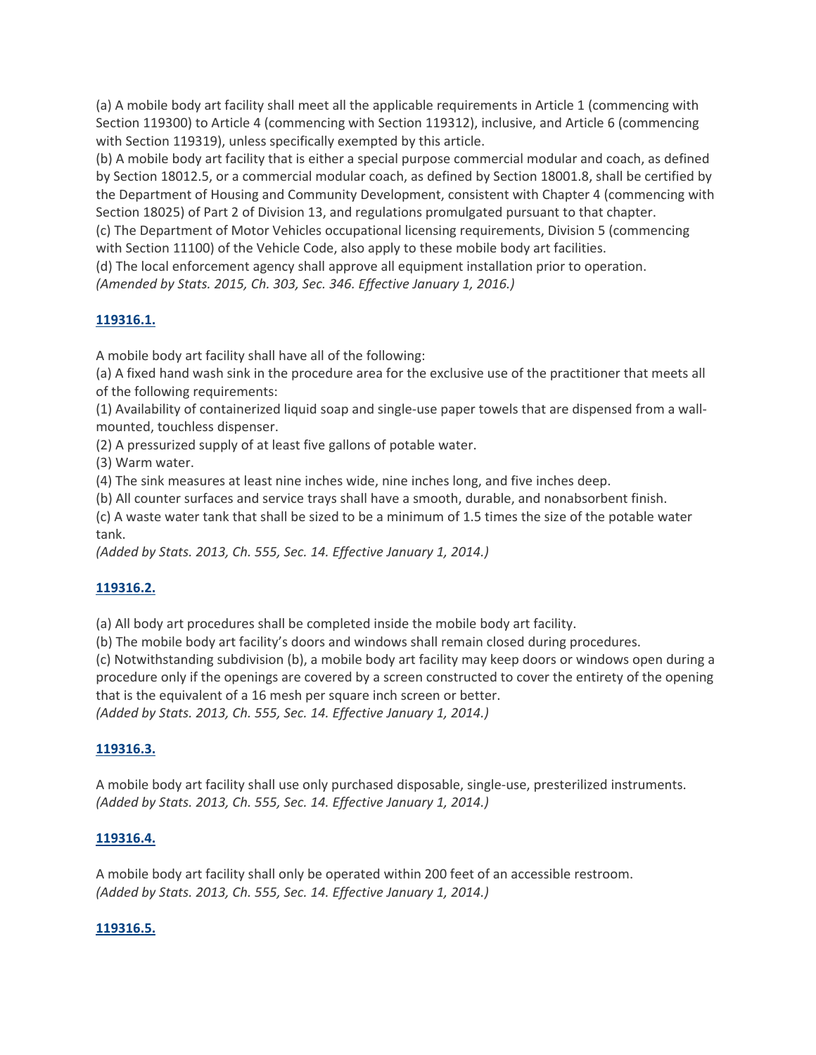(a) A mobile body art facility shall meet all the applicable requirements in Article 1 (commencing with Section 119300) to Article 4 (commencing with Section 119312), inclusive, and Article 6 (commencing with Section 119319), unless specifically exempted by this article.
(b) A mobile body art facility that is either a special purpose commercial modular and coach, as defined by Section 18012.5, or a commercial modular coach, as defined by Section 18001.8, shall be certified by the Department of Housing and Community Development, consistent with Chapter 4 (commencing with Section 18025) of Part 2 of Division 13, and regulations promulgated pursuant to that chapter.
(c) The Department of Motor Vehicles occupational licensing requirements, Division 5 (commencing with Section 11100) of the Vehicle Code, also apply to these mobile body art facilities.
(d) The local enforcement agency shall approve all equipment installation prior to operation.
*(Amended by Stats. 2015, Ch. 303, Sec. 346. Effective January 1, 2016.)*

### 119316.1.

A mobile body art facility shall have all of the following:
(a) A fixed hand wash sink in the procedure area for the exclusive use of the practitioner that meets all of the following requirements:
(1) Availability of containerized liquid soap and single-use paper towels that are dispensed from a wall-mounted, touchless dispenser.
(2) A pressurized supply of at least five gallons of potable water.
(3) Warm water.
(4) The sink measures at least nine inches wide, nine inches long, and five inches deep.
(b) All counter surfaces and service trays shall have a smooth, durable, and nonabsorbent finish.
(c) A waste water tank that shall be sized to be a minimum of 1.5 times the size of the potable water tank.
*(Added by Stats. 2013, Ch. 555, Sec. 14. Effective January 1, 2014.)*

### 119316.2.

(a) All body art procedures shall be completed inside the mobile body art facility.
(b) The mobile body art facility's doors and windows shall remain closed during procedures.
(c) Notwithstanding subdivision (b), a mobile body art facility may keep doors or windows open during a procedure only if the openings are covered by a screen constructed to cover the entirety of the opening that is the equivalent of a 16 mesh per square inch screen or better.
*(Added by Stats. 2013, Ch. 555, Sec. 14. Effective January 1, 2014.)*

### 119316.3.

A mobile body art facility shall use only purchased disposable, single-use, presterilized instruments.
*(Added by Stats. 2013, Ch. 555, Sec. 14. Effective January 1, 2014.)*

### 119316.4.

A mobile body art facility shall only be operated within 200 feet of an accessible restroom.
*(Added by Stats. 2013, Ch. 555, Sec. 14. Effective January 1, 2014.)*

### 119316.5.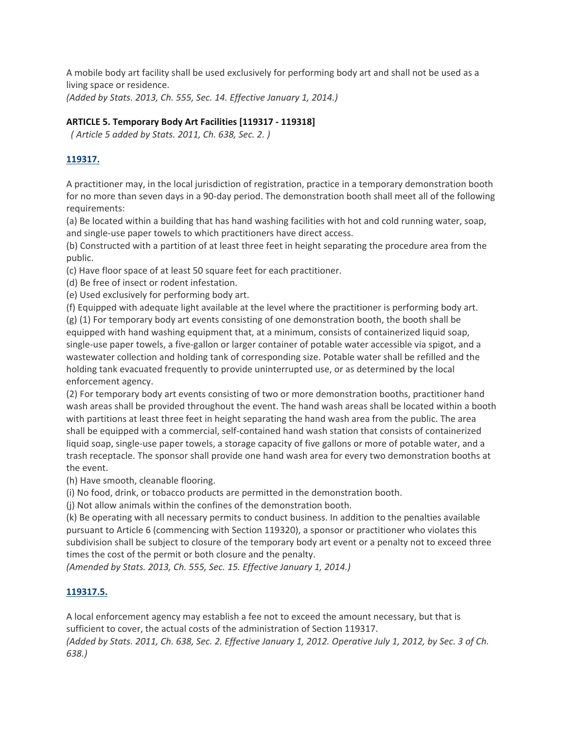A mobile body art facility shall be used exclusively for performing body art and shall not be used as a living space or residence.

*(Added by Stats. 2013, Ch. 555, Sec. 14. Effective January 1, 2014.)*

**ARTICLE 5. Temporary Body Art Facilities [119317 - 119318]**

*( Article 5 added by Stats. 2011, Ch. 638, Sec. 2. )*

**119317.**

A practitioner may, in the local jurisdiction of registration, practice in a temporary demonstration booth for no more than seven days in a 90-day period. The demonstration booth shall meet all of the following requirements:

(a) Be located within a building that has hand washing facilities with hot and cold running water, soap, and single-use paper towels to which practitioners have direct access.

(b) Constructed with a partition of at least three feet in height separating the procedure area from the public.

(c) Have floor space of at least 50 square feet for each practitioner.

(d) Be free of insect or rodent infestation.

(e) Used exclusively for performing body art.

(f) Equipped with adequate light available at the level where the practitioner is performing body art.

(g) (1) For temporary body art events consisting of one demonstration booth, the booth shall be equipped with hand washing equipment that, at a minimum, consists of containerized liquid soap, single-use paper towels, a five-gallon or larger container of potable water accessible via spigot, and a wastewater collection and holding tank of corresponding size. Potable water shall be refilled and the holding tank evacuated frequently to provide uninterrupted use, or as determined by the local enforcement agency.

(2) For temporary body art events consisting of two or more demonstration booths, practitioner hand wash areas shall be provided throughout the event. The hand wash areas shall be located within a booth with partitions at least three feet in height separating the hand wash area from the public. The area shall be equipped with a commercial, self-contained hand wash station that consists of containerized liquid soap, single-use paper towels, a storage capacity of five gallons or more of potable water, and a trash receptacle. The sponsor shall provide one hand wash area for every two demonstration booths at the event.

(h) Have smooth, cleanable flooring.

(i) No food, drink, or tobacco products are permitted in the demonstration booth.

(j) Not allow animals within the confines of the demonstration booth.

(k) Be operating with all necessary permits to conduct business. In addition to the penalties available pursuant to Article 6 (commencing with Section 119320), a sponsor or practitioner who violates this subdivision shall be subject to closure of the temporary body art event or a penalty not to exceed three times the cost of the permit or both closure and the penalty.

*(Amended by Stats. 2013, Ch. 555, Sec. 15. Effective January 1, 2014.)*

**119317.5.**

A local enforcement agency may establish a fee not to exceed the amount necessary, but that is sufficient to cover, the actual costs of the administration of Section 119317.

*(Added by Stats. 2011, Ch. 638, Sec. 2. Effective January 1, 2012. Operative July 1, 2012, by Sec. 3 of Ch. 638.)*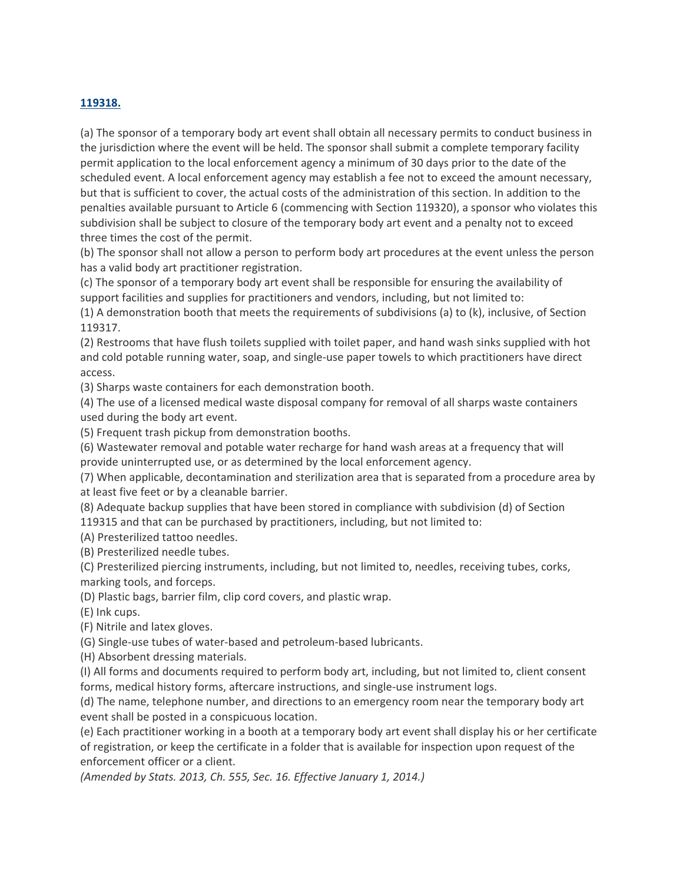## [119318.](#)

(a) The sponsor of a temporary body art event shall obtain all necessary permits to conduct business in the jurisdiction where the event will be held. The sponsor shall submit a complete temporary facility permit application to the local enforcement agency a minimum of 30 days prior to the date of the scheduled event. A local enforcement agency may establish a fee not to exceed the amount necessary, but that is sufficient to cover, the actual costs of the administration of this section. In addition to the penalties available pursuant to Article 6 (commencing with Section 119320), a sponsor who violates this subdivision shall be subject to closure of the temporary body art event and a penalty not to exceed three times the cost of the permit.

(b) The sponsor shall not allow a person to perform body art procedures at the event unless the person has a valid body art practitioner registration.

(c) The sponsor of a temporary body art event shall be responsible for ensuring the availability of support facilities and supplies for practitioners and vendors, including, but not limited to:

(1) A demonstration booth that meets the requirements of subdivisions (a) to (k), inclusive, of Section 119317.

(2) Restrooms that have flush toilets supplied with toilet paper, and hand wash sinks supplied with hot and cold potable running water, soap, and single-use paper towels to which practitioners have direct access.

(3) Sharps waste containers for each demonstration booth.

(4) The use of a licensed medical waste disposal company for removal of all sharps waste containers used during the body art event.

(5) Frequent trash pickup from demonstration booths.

(6) Wastewater removal and potable water recharge for hand wash areas at a frequency that will provide uninterrupted use, or as determined by the local enforcement agency.

(7) When applicable, decontamination and sterilization area that is separated from a procedure area by at least five feet or by a cleanable barrier.

(8) Adequate backup supplies that have been stored in compliance with subdivision (d) of Section 119315 and that can be purchased by practitioners, including, but not limited to:

(A) Presterilized tattoo needles.

(B) Presterilized needle tubes.

(C) Presterilized piercing instruments, including, but not limited to, needles, receiving tubes, corks, marking tools, and forceps.

(D) Plastic bags, barrier film, clip cord covers, and plastic wrap.

(E) Ink cups.

(F) Nitrile and latex gloves.

(G) Single-use tubes of water-based and petroleum-based lubricants.

(H) Absorbent dressing materials.

(I) All forms and documents required to perform body art, including, but not limited to, client consent forms, medical history forms, aftercare instructions, and single-use instrument logs.

(d) The name, telephone number, and directions to an emergency room near the temporary body art event shall be posted in a conspicuous location.

(e) Each practitioner working in a booth at a temporary body art event shall display his or her certificate of registration, or keep the certificate in a folder that is available for inspection upon request of the enforcement officer or a client.

*(Amended by Stats. 2013, Ch. 555, Sec. 16. Effective January 1, 2014.)*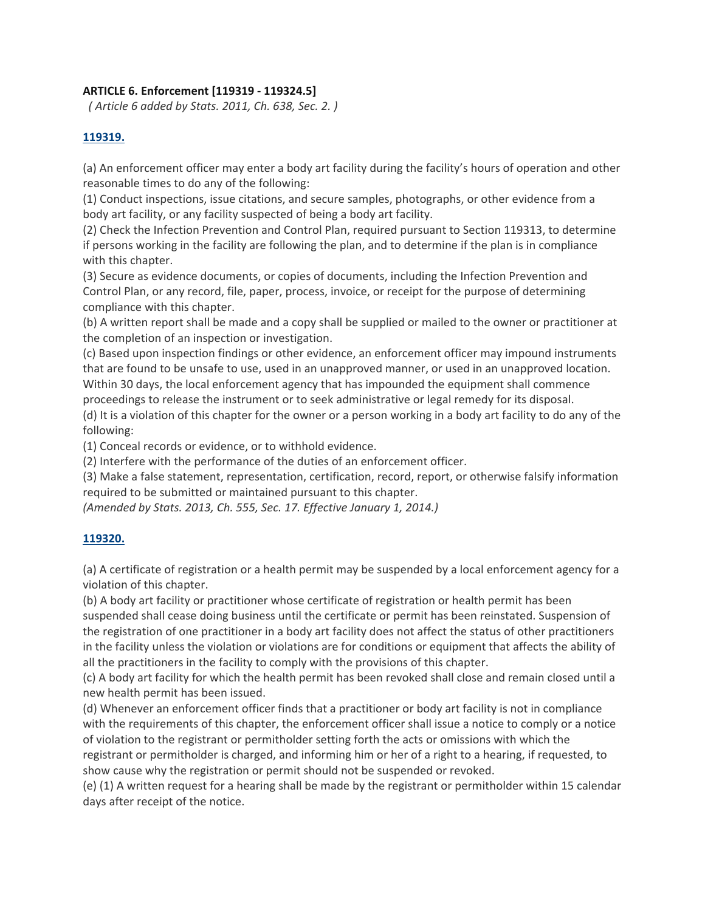**ARTICLE 6. Enforcement [119319 - 119324.5]**

*( Article 6 added by Stats. 2011, Ch. 638, Sec. 2. )*

**119319.**

(a) An enforcement officer may enter a body art facility during the facility's hours of operation and other reasonable times to do any of the following:

(1) Conduct inspections, issue citations, and secure samples, photographs, or other evidence from a body art facility, or any facility suspected of being a body art facility.

(2) Check the Infection Prevention and Control Plan, required pursuant to Section 119313, to determine if persons working in the facility are following the plan, and to determine if the plan is in compliance with this chapter.

(3) Secure as evidence documents, or copies of documents, including the Infection Prevention and Control Plan, or any record, file, paper, process, invoice, or receipt for the purpose of determining compliance with this chapter.

(b) A written report shall be made and a copy shall be supplied or mailed to the owner or practitioner at the completion of an inspection or investigation.

(c) Based upon inspection findings or other evidence, an enforcement officer may impound instruments that are found to be unsafe to use, used in an unapproved manner, or used in an unapproved location. Within 30 days, the local enforcement agency that has impounded the equipment shall commence proceedings to release the instrument or to seek administrative or legal remedy for its disposal.

(d) It is a violation of this chapter for the owner or a person working in a body art facility to do any of the following:

(1) Conceal records or evidence, or to withhold evidence.

(2) Interfere with the performance of the duties of an enforcement officer.

(3) Make a false statement, representation, certification, record, report, or otherwise falsify information required to be submitted or maintained pursuant to this chapter.

*(Amended by Stats. 2013, Ch. 555, Sec. 17. Effective January 1, 2014.)*

**119320.**

(a) A certificate of registration or a health permit may be suspended by a local enforcement agency for a violation of this chapter.

(b) A body art facility or practitioner whose certificate of registration or health permit has been suspended shall cease doing business until the certificate or permit has been reinstated. Suspension of the registration of one practitioner in a body art facility does not affect the status of other practitioners in the facility unless the violation or violations are for conditions or equipment that affects the ability of all the practitioners in the facility to comply with the provisions of this chapter.

(c) A body art facility for which the health permit has been revoked shall close and remain closed until a new health permit has been issued.

(d) Whenever an enforcement officer finds that a practitioner or body art facility is not in compliance with the requirements of this chapter, the enforcement officer shall issue a notice to comply or a notice of violation to the registrant or permitholder setting forth the acts or omissions with which the registrant or permitholder is charged, and informing him or her of a right to a hearing, if requested, to show cause why the registration or permit should not be suspended or revoked.

(e) (1) A written request for a hearing shall be made by the registrant or permitholder within 15 calendar days after receipt of the notice.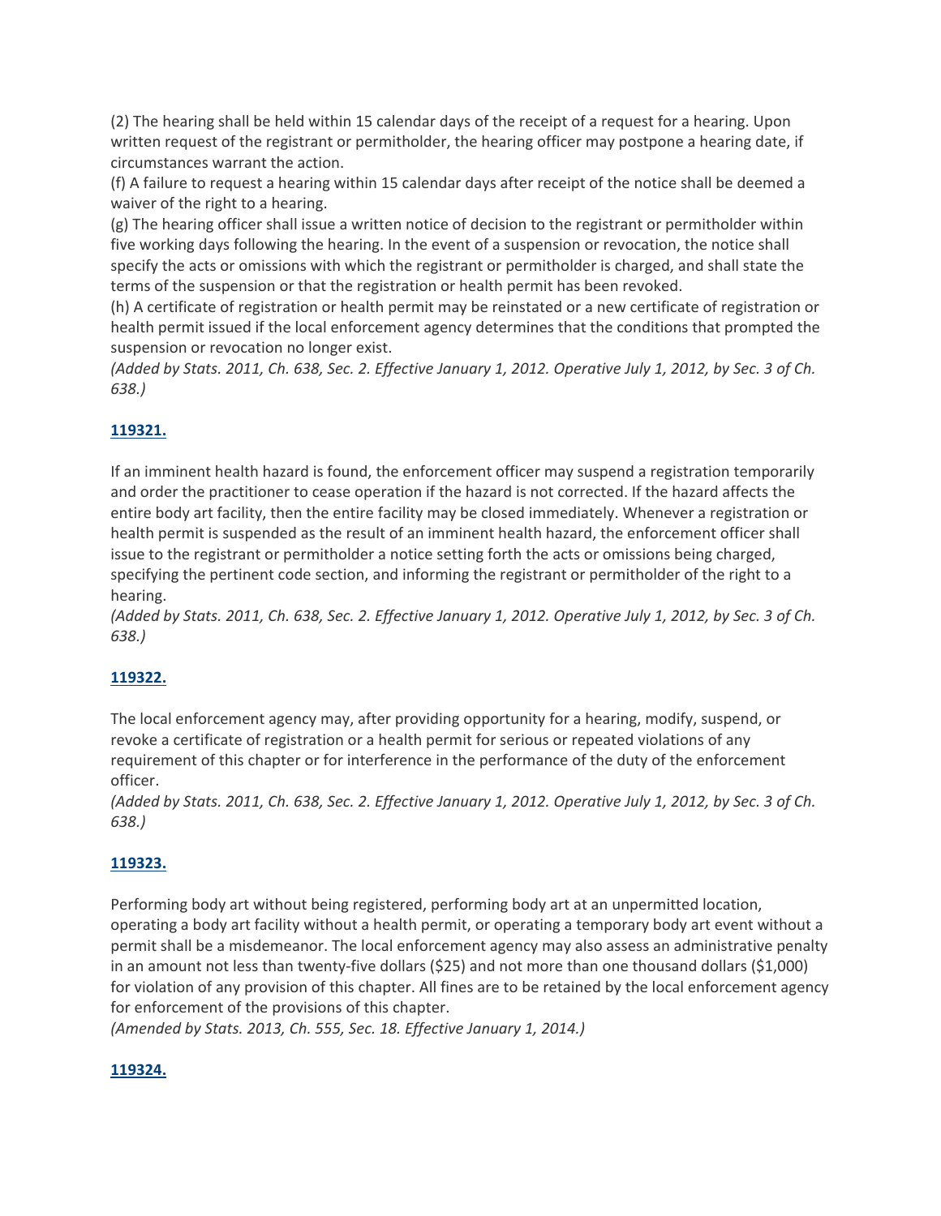(2) The hearing shall be held within 15 calendar days of the receipt of a request for a hearing. Upon written request of the registrant or permitholder, the hearing officer may postpone a hearing date, if circumstances warrant the action.

(f) A failure to request a hearing within 15 calendar days after receipt of the notice shall be deemed a waiver of the right to a hearing.

(g) The hearing officer shall issue a written notice of decision to the registrant or permitholder within five working days following the hearing. In the event of a suspension or revocation, the notice shall specify the acts or omissions with which the registrant or permitholder is charged, and shall state the terms of the suspension or that the registration or health permit has been revoked.

(h) A certificate of registration or health permit may be reinstated or a new certificate of registration or health permit issued if the local enforcement agency determines that the conditions that prompted the suspension or revocation no longer exist.

*(Added by Stats. 2011, Ch. 638, Sec. 2. Effective January 1, 2012. Operative July 1, 2012, by Sec. 3 of Ch. 638.)*

### 119321.

If an imminent health hazard is found, the enforcement officer may suspend a registration temporarily and order the practitioner to cease operation if the hazard is not corrected. If the hazard affects the entire body art facility, then the entire facility may be closed immediately. Whenever a registration or health permit is suspended as the result of an imminent health hazard, the enforcement officer shall issue to the registrant or permitholder a notice setting forth the acts or omissions being charged, specifying the pertinent code section, and informing the registrant or permitholder of the right to a hearing.

*(Added by Stats. 2011, Ch. 638, Sec. 2. Effective January 1, 2012. Operative July 1, 2012, by Sec. 3 of Ch. 638.)*

### 119322.

The local enforcement agency may, after providing opportunity for a hearing, modify, suspend, or revoke a certificate of registration or a health permit for serious or repeated violations of any requirement of this chapter or for interference in the performance of the duty of the enforcement officer.

*(Added by Stats. 2011, Ch. 638, Sec. 2. Effective January 1, 2012. Operative July 1, 2012, by Sec. 3 of Ch. 638.)*

### 119323.

Performing body art without being registered, performing body art at an unpermitted location, operating a body art facility without a health permit, or operating a temporary body art event without a permit shall be a misdemeanor. The local enforcement agency may also assess an administrative penalty in an amount not less than twenty-five dollars ($25) and not more than one thousand dollars ($1,000) for violation of any provision of this chapter. All fines are to be retained by the local enforcement agency for enforcement of the provisions of this chapter.

*(Amended by Stats. 2013, Ch. 555, Sec. 18. Effective January 1, 2014.)*

### 119324.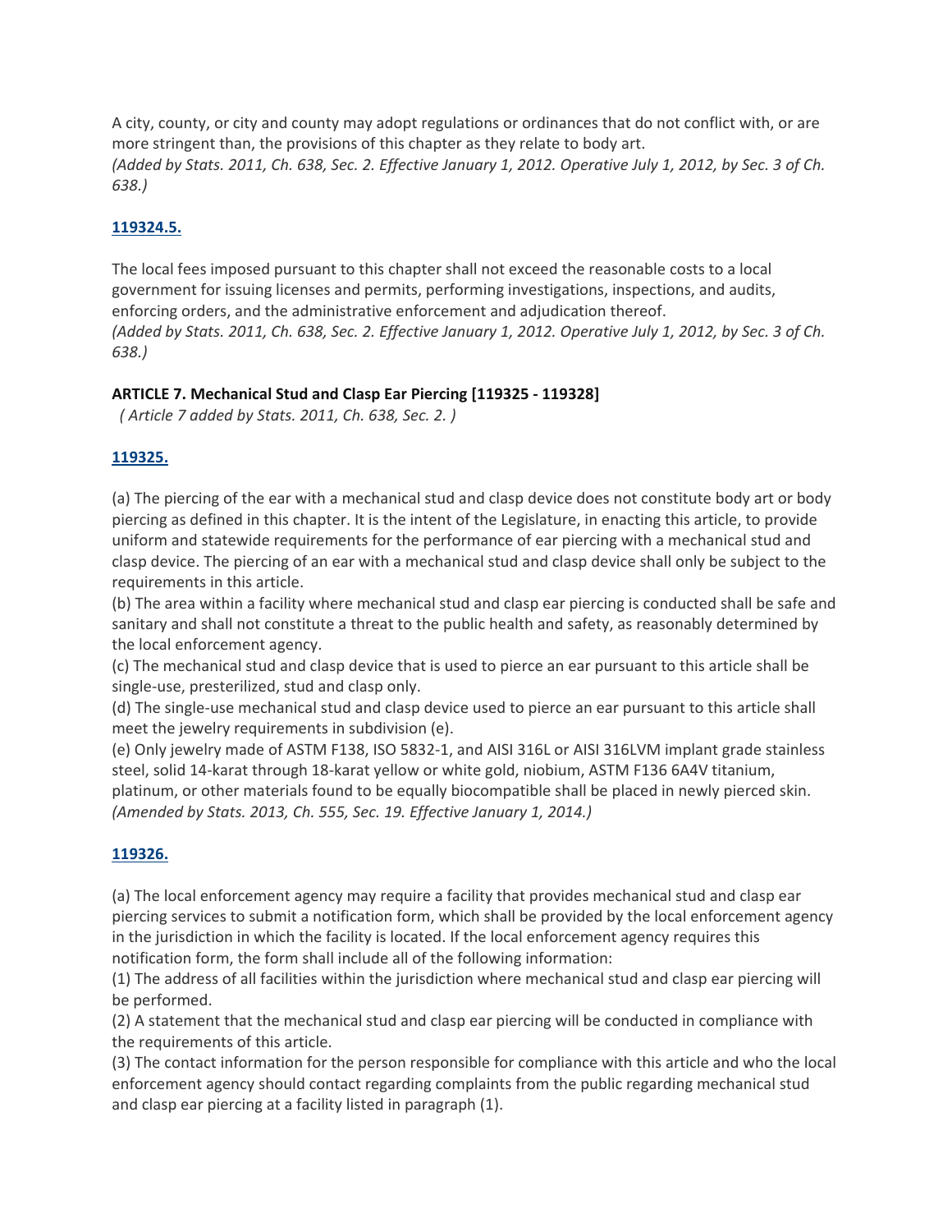A city, county, or city and county may adopt regulations or ordinances that do not conflict with, or are more stringent than, the provisions of this chapter as they relate to body art.
*(Added by Stats. 2011, Ch. 638, Sec. 2. Effective January 1, 2012. Operative July 1, 2012, by Sec. 3 of Ch. 638.)*

**119324.5.**

The local fees imposed pursuant to this chapter shall not exceed the reasonable costs to a local government for issuing licenses and permits, performing investigations, inspections, and audits, enforcing orders, and the administrative enforcement and adjudication thereof.
*(Added by Stats. 2011, Ch. 638, Sec. 2. Effective January 1, 2012. Operative July 1, 2012, by Sec. 3 of Ch. 638.)*

**ARTICLE 7. Mechanical Stud and Clasp Ear Piercing [119325 - 119328]**

*( Article 7 added by Stats. 2011, Ch. 638, Sec. 2. )*

**119325.**

(a) The piercing of the ear with a mechanical stud and clasp device does not constitute body art or body piercing as defined in this chapter. It is the intent of the Legislature, in enacting this article, to provide uniform and statewide requirements for the performance of ear piercing with a mechanical stud and clasp device. The piercing of an ear with a mechanical stud and clasp device shall only be subject to the requirements in this article.
(b) The area within a facility where mechanical stud and clasp ear piercing is conducted shall be safe and sanitary and shall not constitute a threat to the public health and safety, as reasonably determined by the local enforcement agency.
(c) The mechanical stud and clasp device that is used to pierce an ear pursuant to this article shall be single-use, presterilized, stud and clasp only.
(d) The single-use mechanical stud and clasp device used to pierce an ear pursuant to this article shall meet the jewelry requirements in subdivision (e).
(e) Only jewelry made of ASTM F138, ISO 5832-1, and AISI 316L or AISI 316LVM implant grade stainless steel, solid 14-karat through 18-karat yellow or white gold, niobium, ASTM F136 6A4V titanium, platinum, or other materials found to be equally biocompatible shall be placed in newly pierced skin.
*(Amended by Stats. 2013, Ch. 555, Sec. 19. Effective January 1, 2014.)*

**119326.**

(a) The local enforcement agency may require a facility that provides mechanical stud and clasp ear piercing services to submit a notification form, which shall be provided by the local enforcement agency in the jurisdiction in which the facility is located. If the local enforcement agency requires this notification form, the form shall include all of the following information:
(1) The address of all facilities within the jurisdiction where mechanical stud and clasp ear piercing will be performed.
(2) A statement that the mechanical stud and clasp ear piercing will be conducted in compliance with the requirements of this article.
(3) The contact information for the person responsible for compliance with this article and who the local enforcement agency should contact regarding complaints from the public regarding mechanical stud and clasp ear piercing at a facility listed in paragraph (1).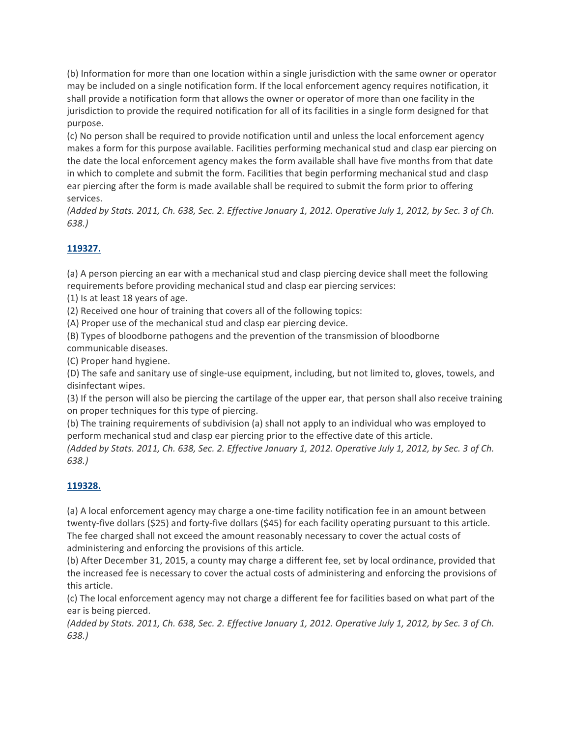(b) Information for more than one location within a single jurisdiction with the same owner or operator may be included on a single notification form. If the local enforcement agency requires notification, it shall provide a notification form that allows the owner or operator of more than one facility in the jurisdiction to provide the required notification for all of its facilities in a single form designed for that purpose.

(c) No person shall be required to provide notification until and unless the local enforcement agency makes a form for this purpose available. Facilities performing mechanical stud and clasp ear piercing on the date the local enforcement agency makes the form available shall have five months from that date in which to complete and submit the form. Facilities that begin performing mechanical stud and clasp ear piercing after the form is made available shall be required to submit the form prior to offering services.

*(Added by Stats. 2011, Ch. 638, Sec. 2. Effective January 1, 2012. Operative July 1, 2012, by Sec. 3 of Ch. 638.)*

## 119327.

(a) A person piercing an ear with a mechanical stud and clasp piercing device shall meet the following requirements before providing mechanical stud and clasp ear piercing services:

(1) Is at least 18 years of age.

(2) Received one hour of training that covers all of the following topics:

(A) Proper use of the mechanical stud and clasp ear piercing device.

(B) Types of bloodborne pathogens and the prevention of the transmission of bloodborne communicable diseases.

(C) Proper hand hygiene.

(D) The safe and sanitary use of single-use equipment, including, but not limited to, gloves, towels, and disinfectant wipes.

(3) If the person will also be piercing the cartilage of the upper ear, that person shall also receive training on proper techniques for this type of piercing.

(b) The training requirements of subdivision (a) shall not apply to an individual who was employed to perform mechanical stud and clasp ear piercing prior to the effective date of this article.

*(Added by Stats. 2011, Ch. 638, Sec. 2. Effective January 1, 2012. Operative July 1, 2012, by Sec. 3 of Ch. 638.)*

## 119328.

(a) A local enforcement agency may charge a one-time facility notification fee in an amount between twenty-five dollars ($25) and forty-five dollars ($45) for each facility operating pursuant to this article. The fee charged shall not exceed the amount reasonably necessary to cover the actual costs of administering and enforcing the provisions of this article.

(b) After December 31, 2015, a county may charge a different fee, set by local ordinance, provided that the increased fee is necessary to cover the actual costs of administering and enforcing the provisions of this article.

(c) The local enforcement agency may not charge a different fee for facilities based on what part of the ear is being pierced.

*(Added by Stats. 2011, Ch. 638, Sec. 2. Effective January 1, 2012. Operative July 1, 2012, by Sec. 3 of Ch. 638.)*